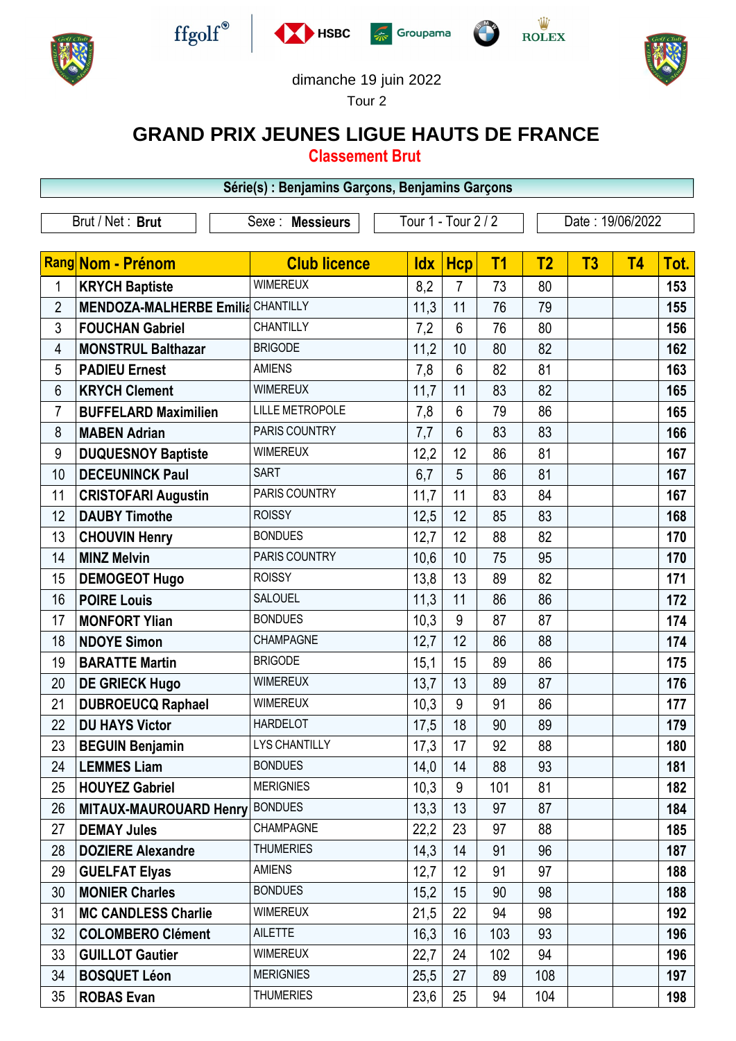dimanche 19 juin 2022

Tour 2

# GRAND PRIX JEUNES LIGUE HAUTS DE FRANCE

## Classement Brut

**Série(s) : Benjamins Garçons, Benjamins Garçons**

| Brut / Net : **Brut** | Sexe : **Messieurs** | Tour 1 - Tour 2 / 2 | Date : 19/06/2022 |
|---|---|---|---|

| Rang | Nom - Prénom | Club licence | Idx | Hcp | T1 | T2 | T3 | T4 | Tot. |
|---|---|---|---|---|---|---|---|---|---|
| 1 | **KRYCH Baptiste** | WIMEREUX | 8,2 | 7 | 73 | 80 | | | **153** |
| 2 | **MENDOZA-MALHERBE Emilia** | CHANTILLY | 11,3 | 11 | 76 | 79 | | | **155** |
| 3 | **FOUCHAN Gabriel** | CHANTILLY | 7,2 | 6 | 76 | 80 | | | **156** |
| 4 | **MONSTRUL Balthazar** | BRIGODE | 11,2 | 10 | 80 | 82 | | | **162** |
| 5 | **PADIEU Ernest** | AMIENS | 7,8 | 6 | 82 | 81 | | | **163** |
| 6 | **KRYCH Clement** | WIMEREUX | 11,7 | 11 | 83 | 82 | | | **165** |
| 7 | **BUFFELARD Maximilien** | LILLE METROPOLE | 7,8 | 6 | 79 | 86 | | | **165** |
| 8 | **MABEN Adrian** | PARIS COUNTRY | 7,7 | 6 | 83 | 83 | | | **166** |
| 9 | **DUQUESNOY Baptiste** | WIMEREUX | 12,2 | 12 | 86 | 81 | | | **167** |
| 10 | **DECEUNINCK Paul** | SART | 6,7 | 5 | 86 | 81 | | | **167** |
| 11 | **CRISTOFARI Augustin** | PARIS COUNTRY | 11,7 | 11 | 83 | 84 | | | **167** |
| 12 | **DAUBY Timothe** | ROISSY | 12,5 | 12 | 85 | 83 | | | **168** |
| 13 | **CHOUVIN Henry** | BONDUES | 12,7 | 12 | 88 | 82 | | | **170** |
| 14 | **MINZ Melvin** | PARIS COUNTRY | 10,6 | 10 | 75 | 95 | | | **170** |
| 15 | **DEMOGEOT Hugo** | ROISSY | 13,8 | 13 | 89 | 82 | | | **171** |
| 16 | **POIRE Louis** | SALOUEL | 11,3 | 11 | 86 | 86 | | | **172** |
| 17 | **MONFORT Ylian** | BONDUES | 10,3 | 9 | 87 | 87 | | | **174** |
| 18 | **NDOYE Simon** | CHAMPAGNE | 12,7 | 12 | 86 | 88 | | | **174** |
| 19 | **BARATTE Martin** | BRIGODE | 15,1 | 15 | 89 | 86 | | | **175** |
| 20 | **DE GRIECK Hugo** | WIMEREUX | 13,7 | 13 | 89 | 87 | | | **176** |
| 21 | **DUBROEUCQ Raphael** | WIMEREUX | 10,3 | 9 | 91 | 86 | | | **177** |
| 22 | **DU HAYS Victor** | HARDELOT | 17,5 | 18 | 90 | 89 | | | **179** |
| 23 | **BEGUIN Benjamin** | LYS CHANTILLY | 17,3 | 17 | 92 | 88 | | | **180** |
| 24 | **LEMMES Liam** | BONDUES | 14,0 | 14 | 88 | 93 | | | **181** |
| 25 | **HOUYEZ Gabriel** | MERIGNIES | 10,3 | 9 | 101 | 81 | | | **182** |
| 26 | **MITAUX-MAUROUARD Henry** | BONDUES | 13,3 | 13 | 97 | 87 | | | **184** |
| 27 | **DEMAY Jules** | CHAMPAGNE | 22,2 | 23 | 97 | 88 | | | **185** |
| 28 | **DOZIERE Alexandre** | THUMERIES | 14,3 | 14 | 91 | 96 | | | **187** |
| 29 | **GUELFAT Elyas** | AMIENS | 12,7 | 12 | 91 | 97 | | | **188** |
| 30 | **MONIER Charles** | BONDUES | 15,2 | 15 | 90 | 98 | | | **188** |
| 31 | **MC CANDLESS Charlie** | WIMEREUX | 21,5 | 22 | 94 | 98 | | | **192** |
| 32 | **COLOMBERO Clément** | AILETTE | 16,3 | 16 | 103 | 93 | | | **196** |
| 33 | **GUILLOT Gautier** | WIMEREUX | 22,7 | 24 | 102 | 94 | | | **196** |
| 34 | **BOSQUET Léon** | MERIGNIES | 25,5 | 27 | 89 | 108 | | | **197** |
| 35 | **ROBAS Evan** | THUMERIES | 23,6 | 25 | 94 | 104 | | | **198** |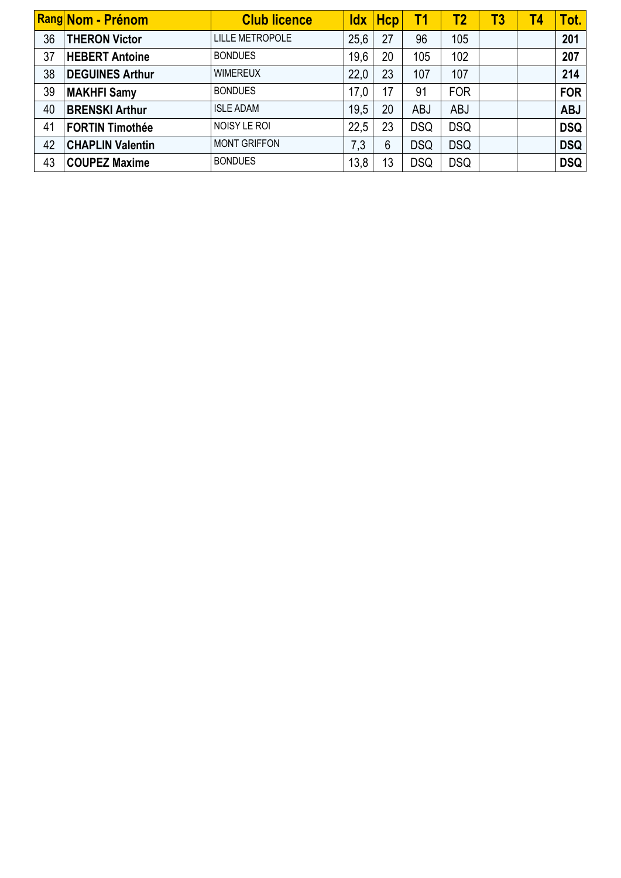| Rang | Nom - Prénom | Club licence | Idx | Hcp | T1 | T2 | T3 | T4 | Tot. |
|---|---|---|---|---|---|---|---|---|---|
| 36 | **THERON Victor** | LILLE METROPOLE | 25,6 | 27 | 96 | 105 | | | **201** |
| 37 | **HEBERT Antoine** | BONDUES | 19,6 | 20 | 105 | 102 | | | **207** |
| 38 | **DEGUINES Arthur** | WIMEREUX | 22,0 | 23 | 107 | 107 | | | **214** |
| 39 | **MAKHFI Samy** | BONDUES | 17,0 | 17 | 91 | FOR | | | **FOR** |
| 40 | **BRENSKI Arthur** | ISLE ADAM | 19,5 | 20 | ABJ | ABJ | | | **ABJ** |
| 41 | **FORTIN Timothée** | NOISY LE ROI | 22,5 | 23 | DSQ | DSQ | | | **DSQ** |
| 42 | **CHAPLIN Valentin** | MONT GRIFFON | 7,3 | 6 | DSQ | DSQ | | | **DSQ** |
| 43 | **COUPEZ Maxime** | BONDUES | 13,8 | 13 | DSQ | DSQ | | | **DSQ** |